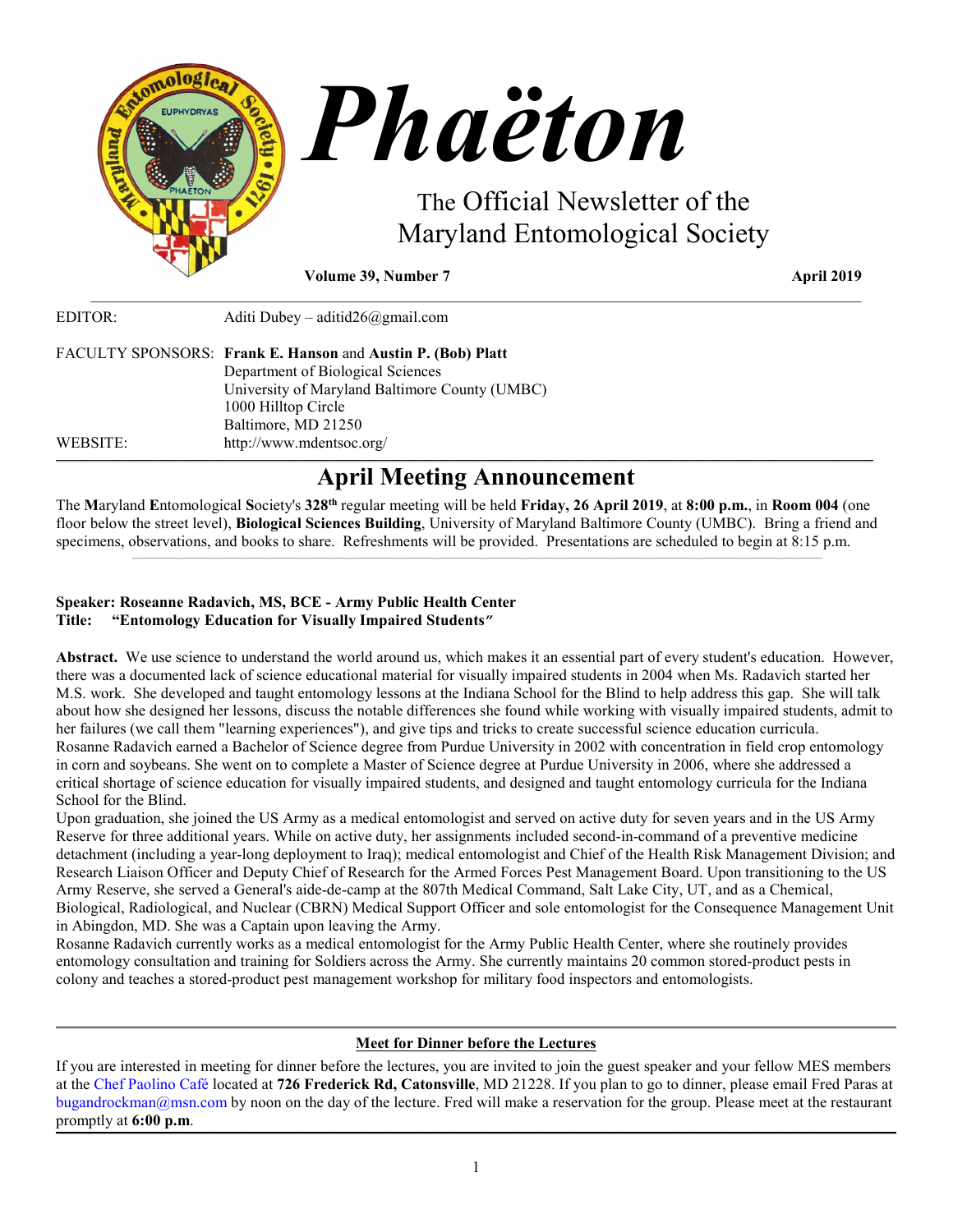# Phaëton

The Official Newsletter of the Maryland Entomological Society

**Volume 39, Number 7** **April 2019**

EDITOR: Aditi Dubey – aditid26@gmail.com

FACULTY SPONSORS: **Frank E. Hanson** and **Austin P. (Bob) Platt**
Department of Biological Sciences
University of Maryland Baltimore County (UMBC)
1000 Hilltop Circle
Baltimore, MD 21250

WEBSITE: http://www.mdentsoc.org/

## April Meeting Announcement

The **M**aryland **E**ntomological **S**ociety's **328th** regular meeting will be held **Friday, 26 April 2019**, at **8:00 p.m.**, in **Room 004** (one floor below the street level), **Biological Sciences Building**, University of Maryland Baltimore County (UMBC). Bring a friend and specimens, observations, and books to share. Refreshments will be provided. Presentations are scheduled to begin at 8:15 p.m.

**Speaker: Roseanne Radavich, MS, BCE - Army Public Health Center**
**Title: "Entomology Education for Visually Impaired Students"**

**Abstract.** We use science to understand the world around us, which makes it an essential part of every student's education. However, there was a documented lack of science educational material for visually impaired students in 2004 when Ms. Radavich started her M.S. work. She developed and taught entomology lessons at the Indiana School for the Blind to help address this gap. She will talk about how she designed her lessons, discuss the notable differences she found while working with visually impaired students, admit to her failures (we call them "learning experiences"), and give tips and tricks to create successful science education curricula.

Rosanne Radavich earned a Bachelor of Science degree from Purdue University in 2002 with concentration in field crop entomology in corn and soybeans. She went on to complete a Master of Science degree at Purdue University in 2006, where she addressed a critical shortage of science education for visually impaired students, and designed and taught entomology curricula for the Indiana School for the Blind.

Upon graduation, she joined the US Army as a medical entomologist and served on active duty for seven years and in the US Army Reserve for three additional years. While on active duty, her assignments included second-in-command of a preventive medicine detachment (including a year-long deployment to Iraq); medical entomologist and Chief of the Health Risk Management Division; and Research Liaison Officer and Deputy Chief of Research for the Armed Forces Pest Management Board. Upon transitioning to the US Army Reserve, she served a General's aide-de-camp at the 807th Medical Command, Salt Lake City, UT, and as a Chemical, Biological, Radiological, and Nuclear (CBRN) Medical Support Officer and sole entomologist for the Consequence Management Unit in Abingdon, MD. She was a Captain upon leaving the Army.

Rosanne Radavich currently works as a medical entomologist for the Army Public Health Center, where she routinely provides entomology consultation and training for Soldiers across the Army. She currently maintains 20 common stored-product pests in colony and teaches a stored-product pest management workshop for military food inspectors and entomologists.

### Meet for Dinner before the Lectures

If you are interested in meeting for dinner before the lectures, you are invited to join the guest speaker and your fellow MES members at the Chef Paolino Café located at **726 Frederick Rd, Catonsville**, MD 21228. If you plan to go to dinner, please email Fred Paras at bugandrockman@msn.com by noon on the day of the lecture. Fred will make a reservation for the group. Please meet at the restaurant promptly at **6:00 p.m**.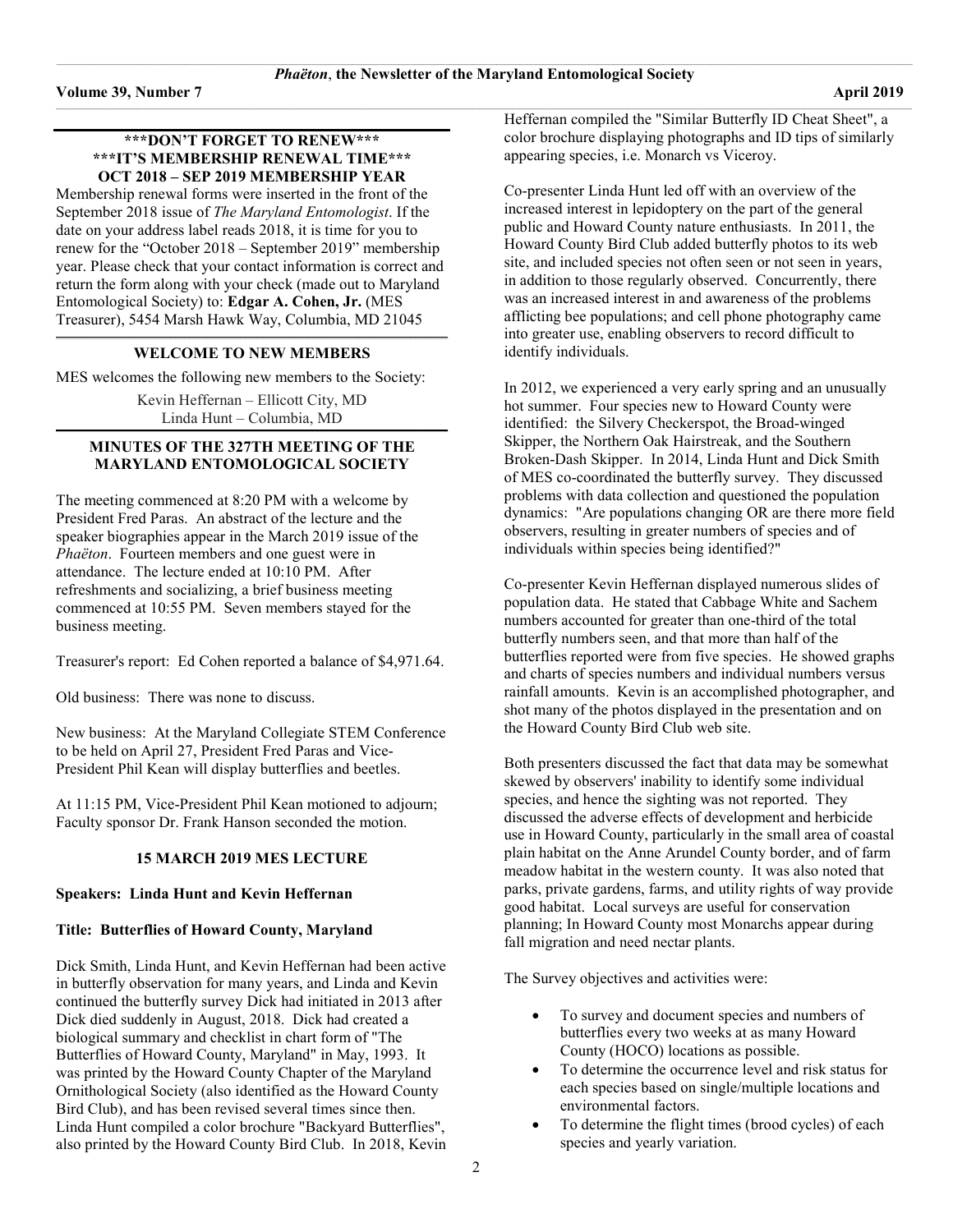**\*\*\*DON'T FORGET TO RENEW\*\*\***
**\*\*\*IT'S MEMBERSHIP RENEWAL TIME\*\*\***
**OCT 2018 – SEP 2019 MEMBERSHIP YEAR**

Membership renewal forms were inserted in the front of the September 2018 issue of *The Maryland Entomologist*. If the date on your address label reads 2018, it is time for you to renew for the "October 2018 – September 2019" membership year. Please check that your contact information is correct and return the form along with your check (made out to Maryland Entomological Society) to: **Edgar A. Cohen, Jr.** (MES Treasurer), 5454 Marsh Hawk Way, Columbia, MD 21045

## WELCOME TO NEW MEMBERS

MES welcomes the following new members to the Society:

Kevin Heffernan – Ellicott City, MD
Linda Hunt – Columbia, MD

## MINUTES OF THE 327TH MEETING OF THE MARYLAND ENTOMOLOGICAL SOCIETY

The meeting commenced at 8:20 PM with a welcome by President Fred Paras. An abstract of the lecture and the speaker biographies appear in the March 2019 issue of the *Phaëton*. Fourteen members and one guest were in attendance. The lecture ended at 10:10 PM. After refreshments and socializing, a brief business meeting commenced at 10:55 PM. Seven members stayed for the business meeting.

Treasurer's report: Ed Cohen reported a balance of $4,971.64.

Old business: There was none to discuss.

New business: At the Maryland Collegiate STEM Conference to be held on April 27, President Fred Paras and Vice-President Phil Kean will display butterflies and beetles.

At 11:15 PM, Vice-President Phil Kean motioned to adjourn; Faculty sponsor Dr. Frank Hanson seconded the motion.

## 15 MARCH 2019 MES LECTURE

**Speakers: Linda Hunt and Kevin Heffernan**

**Title: Butterflies of Howard County, Maryland**

Dick Smith, Linda Hunt, and Kevin Heffernan had been active in butterfly observation for many years, and Linda and Kevin continued the butterfly survey Dick had initiated in 2013 after Dick died suddenly in August, 2018. Dick had created a biological summary and checklist in chart form of "The Butterflies of Howard County, Maryland" in May, 1993. It was printed by the Howard County Chapter of the Maryland Ornithological Society (also identified as the Howard County Bird Club), and has been revised several times since then. Linda Hunt compiled a color brochure "Backyard Butterflies", also printed by the Howard County Bird Club. In 2018, Kevin Heffernan compiled the "Similar Butterfly ID Cheat Sheet", a color brochure displaying photographs and ID tips of similarly appearing species, i.e. Monarch vs Viceroy.

Co-presenter Linda Hunt led off with an overview of the increased interest in lepidoptery on the part of the general public and Howard County nature enthusiasts. In 2011, the Howard County Bird Club added butterfly photos to its web site, and included species not often seen or not seen in years, in addition to those regularly observed. Concurrently, there was an increased interest in and awareness of the problems afflicting bee populations; and cell phone photography came into greater use, enabling observers to record difficult to identify individuals.

In 2012, we experienced a very early spring and an unusually hot summer. Four species new to Howard County were identified: the Silvery Checkerspot, the Broad-winged Skipper, the Northern Oak Hairstreak, and the Southern Broken-Dash Skipper. In 2014, Linda Hunt and Dick Smith of MES co-coordinated the butterfly survey. They discussed problems with data collection and questioned the population dynamics: "Are populations changing OR are there more field observers, resulting in greater numbers of species and of individuals within species being identified?"

Co-presenter Kevin Heffernan displayed numerous slides of population data. He stated that Cabbage White and Sachem numbers accounted for greater than one-third of the total butterfly numbers seen, and that more than half of the butterflies reported were from five species. He showed graphs and charts of species numbers and individual numbers versus rainfall amounts. Kevin is an accomplished photographer, and shot many of the photos displayed in the presentation and on the Howard County Bird Club web site.

Both presenters discussed the fact that data may be somewhat skewed by observers' inability to identify some individual species, and hence the sighting was not reported. They discussed the adverse effects of development and herbicide use in Howard County, particularly in the small area of coastal plain habitat on the Anne Arundel County border, and of farm meadow habitat in the western county. It was also noted that parks, private gardens, farms, and utility rights of way provide good habitat. Local surveys are useful for conservation planning; In Howard County most Monarchs appear during fall migration and need nectar plants.

The Survey objectives and activities were:

- To survey and document species and numbers of butterflies every two weeks at as many Howard County (HOCO) locations as possible.
- To determine the occurrence level and risk status for each species based on single/multiple locations and environmental factors.
- To determine the flight times (brood cycles) of each species and yearly variation.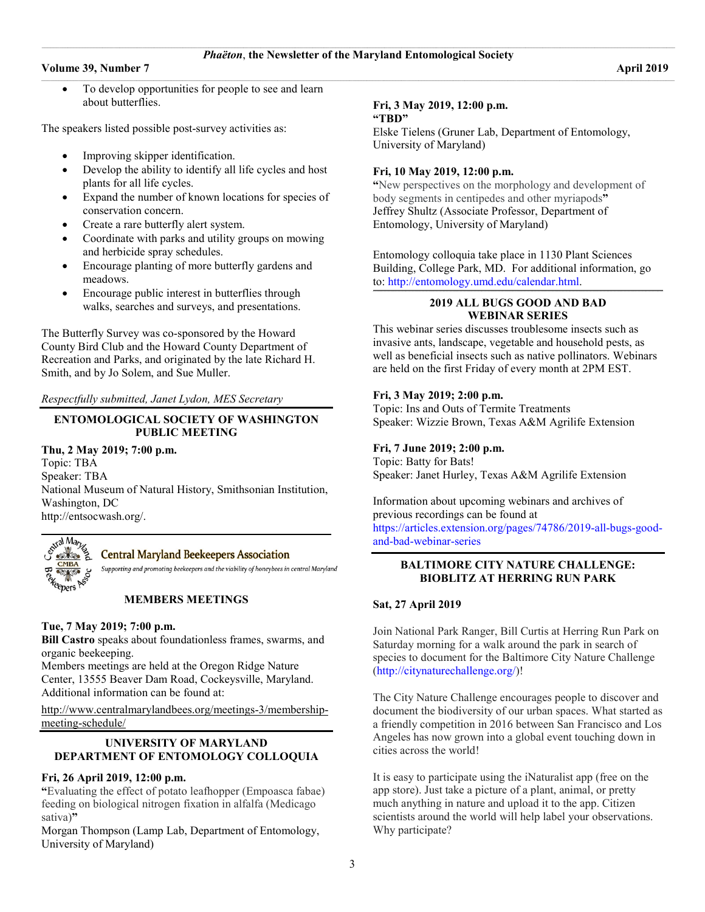- To develop opportunities for people to see and learn about butterflies.

The speakers listed possible post-survey activities as:

- Improving skipper identification.
- Develop the ability to identify all life cycles and host plants for all life cycles.
- Expand the number of known locations for species of conservation concern.
- Create a rare butterfly alert system.
- Coordinate with parks and utility groups on mowing and herbicide spray schedules.
- Encourage planting of more butterfly gardens and meadows.
- Encourage public interest in butterflies through walks, searches and surveys, and presentations.

The Butterfly Survey was co-sponsored by the Howard County Bird Club and the Howard County Department of Recreation and Parks, and originated by the late Richard H. Smith, and by Jo Solem, and Sue Muller.

*Respectfully submitted, Janet Lydon, MES Secretary*

## ENTOMOLOGICAL SOCIETY OF WASHINGTON PUBLIC MEETING

**Thu, 2 May 2019; 7:00 p.m.**
Topic: TBA
Speaker: TBA
National Museum of Natural History, Smithsonian Institution, Washington, DC
http://entsocwash.org/.

## Central Maryland Beekeepers Association

*Supporting and promoting beekeepers and the viability of honeybees in central Maryland*

### MEMBERS MEETINGS

**Tue, 7 May 2019; 7:00 p.m.**
**Bill Castro** speaks about foundationless frames, swarms, and organic beekeeping.
Members meetings are held at the Oregon Ridge Nature Center, 13555 Beaver Dam Road, Cockeysville, Maryland. Additional information can be found at:

http://www.centralmarylandbees.org/meetings-3/membership-meeting-schedule/

## UNIVERSITY OF MARYLAND DEPARTMENT OF ENTOMOLOGY COLLOQUIA

**Fri, 26 April 2019, 12:00 p.m.**
**"**Evaluating the effect of potato leafhopper (Empoasca fabae) feeding on biological nitrogen fixation in alfalfa (Medicago sativa)**"**
Morgan Thompson (Lamp Lab, Department of Entomology, University of Maryland)

**Fri, 3 May 2019, 12:00 p.m.**
**"TBD"**
Elske Tielens (Gruner Lab, Department of Entomology, University of Maryland)

**Fri, 10 May 2019, 12:00 p.m.**
**"**New perspectives on the morphology and development of body segments in centipedes and other myriapods**"**
Jeffrey Shultz (Associate Professor, Department of Entomology, University of Maryland)

Entomology colloquia take place in 1130 Plant Sciences Building, College Park, MD. For additional information, go to: http://entomology.umd.edu/calendar.html.

## 2019 ALL BUGS GOOD AND BAD WEBINAR SERIES

This webinar series discusses troublesome insects such as invasive ants, landscape, vegetable and household pests, as well as beneficial insects such as native pollinators. Webinars are held on the first Friday of every month at 2PM EST.

**Fri, 3 May 2019; 2:00 p.m.**
Topic: Ins and Outs of Termite Treatments
Speaker: Wizzie Brown, Texas A&M Agrilife Extension

**Fri, 7 June 2019; 2:00 p.m.**
Topic: Batty for Bats!
Speaker: Janet Hurley, Texas A&M Agrilife Extension

Information about upcoming webinars and archives of previous recordings can be found at https://articles.extension.org/pages/74786/2019-all-bugs-good-and-bad-webinar-series

## BALTIMORE CITY NATURE CHALLENGE: BIOBLITZ AT HERRING RUN PARK

**Sat, 27 April 2019**

Join National Park Ranger, Bill Curtis at Herring Run Park on Saturday morning for a walk around the park in search of species to document for the Baltimore City Nature Challenge (http://citynaturechallenge.org/)!

The City Nature Challenge encourages people to discover and document the biodiversity of our urban spaces. What started as a friendly competition in 2016 between San Francisco and Los Angeles has now grown into a global event touching down in cities across the world!

It is easy to participate using the iNaturalist app (free on the app store). Just take a picture of a plant, animal, or pretty much anything in nature and upload it to the app. Citizen scientists around the world will help label your observations. Why participate?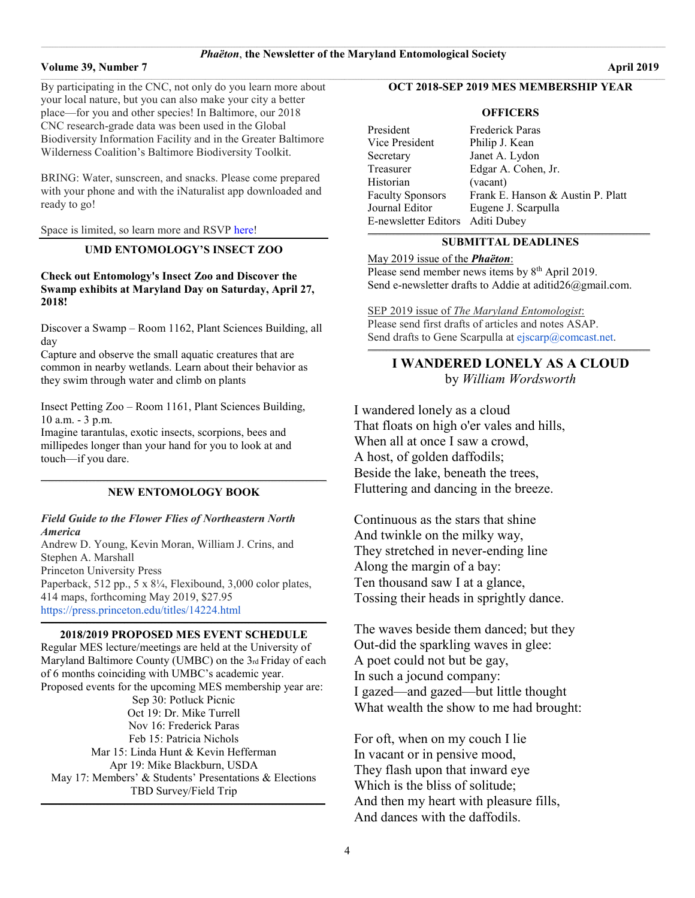By participating in the CNC, not only do you learn more about your local nature, but you can also make your city a better place—for you and other species! In Baltimore, our 2018 CNC research-grade data was been used in the Global Biodiversity Information Facility and in the Greater Baltimore Wilderness Coalition's Baltimore Biodiversity Toolkit.

BRING: Water, sunscreen, and snacks. Please come prepared with your phone and with the iNaturalist app downloaded and ready to go!

Space is limited, so learn more and RSVP here!

## UMD ENTOMOLOGY'S INSECT ZOO

**Check out Entomology's Insect Zoo and Discover the Swamp exhibits at Maryland Day on Saturday, April 27, 2018!**

Discover a Swamp – Room 1162, Plant Sciences Building, all day
Capture and observe the small aquatic creatures that are common in nearby wetlands. Learn about their behavior as they swim through water and climb on plants

Insect Petting Zoo – Room 1161, Plant Sciences Building, 10 a.m. - 3 p.m.
Imagine tarantulas, exotic insects, scorpions, bees and millipedes longer than your hand for you to look at and touch—if you dare.

## NEW ENTOMOLOGY BOOK

***Field Guide to the Flower Flies of Northeastern North America***
Andrew D. Young, Kevin Moran, William J. Crins, and Stephen A. Marshall
Princeton University Press
Paperback, 512 pp., 5 x 8¼, Flexibound, 3,000 color plates, 414 maps, forthcoming May 2019, $27.95
https://press.princeton.edu/titles/14224.html

## 2018/2019 PROPOSED MES EVENT SCHEDULE

Regular MES lecture/meetings are held at the University of Maryland Baltimore County (UMBC) on the 3rd Friday of each of 6 months coinciding with UMBC's academic year. Proposed events for the upcoming MES membership year are:

Sep 30: Potluck Picnic
Oct 19: Dr. Mike Turrell
Nov 16: Frederick Paras
Feb 15: Patricia Nichols
Mar 15: Linda Hunt & Kevin Hefferman
Apr 19: Mike Blackburn, USDA
May 17: Members' & Students' Presentations & Elections
TBD Survey/Field Trip

## OCT 2018-SEP 2019 MES MEMBERSHIP YEAR

### OFFICERS

| | |
|---|---|
| President | Frederick Paras |
| Vice President | Philip J. Kean |
| Secretary | Janet A. Lydon |
| Treasurer | Edgar A. Cohen, Jr. |
| Historian | (vacant) |
| Faculty Sponsors | Frank E. Hanson & Austin P. Platt |
| Journal Editor | Eugene J. Scarpulla |
| E-newsletter Editors | Aditi Dubey |

## SUBMITTAL DEADLINES

May 2019 issue of the ***Phaëton***:
Please send member news items by 8th April 2019.
Send e-newsletter drafts to Addie at aditid26@gmail.com.

SEP 2019 issue of *The Maryland Entomologist*:
Please send first drafts of articles and notes ASAP.
Send drafts to Gene Scarpulla at ejscarp@comcast.net.

## I WANDERED LONELY AS A CLOUD

by *William Wordsworth*

I wandered lonely as a cloud
That floats on high o'er vales and hills,
When all at once I saw a crowd,
A host, of golden daffodils;
Beside the lake, beneath the trees,
Fluttering and dancing in the breeze.

Continuous as the stars that shine
And twinkle on the milky way,
They stretched in never-ending line
Along the margin of a bay:
Ten thousand saw I at a glance,
Tossing their heads in sprightly dance.

The waves beside them danced; but they
Out-did the sparkling waves in glee:
A poet could not but be gay,
In such a jocund company:
I gazed—and gazed—but little thought
What wealth the show to me had brought:

For oft, when on my couch I lie
In vacant or in pensive mood,
They flash upon that inward eye
Which is the bliss of solitude;
And then my heart with pleasure fills,
And dances with the daffodils.